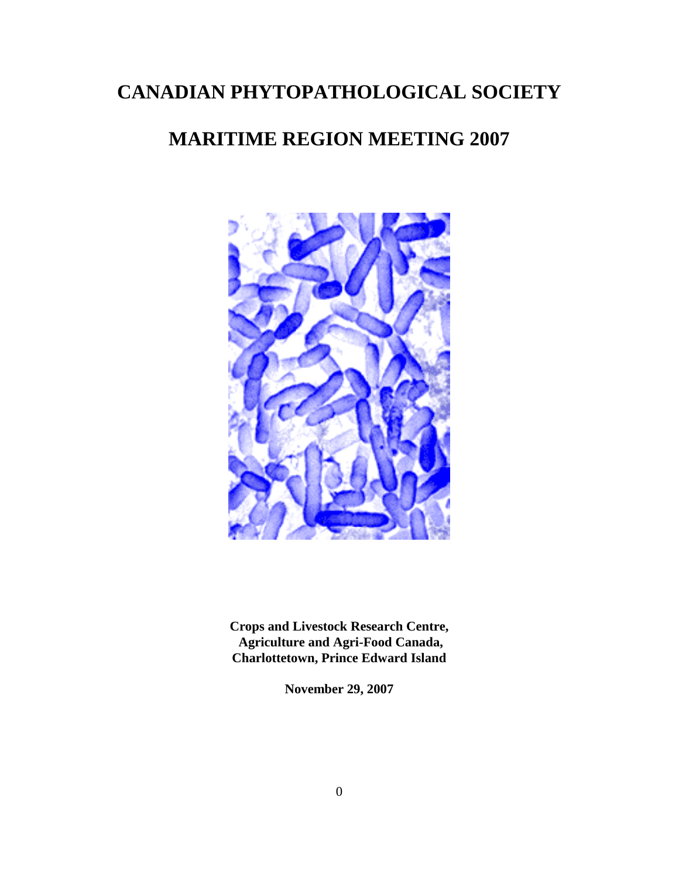# CANADIAN PHYTOPATHOLOGICAL SOCIETY

# MARITIME REGION MEETING 2007

**Crops and Livestock Research Centre,**
**Agriculture and Agri-Food Canada,**
**Charlottetown, Prince Edward Island**

**November 29, 2007**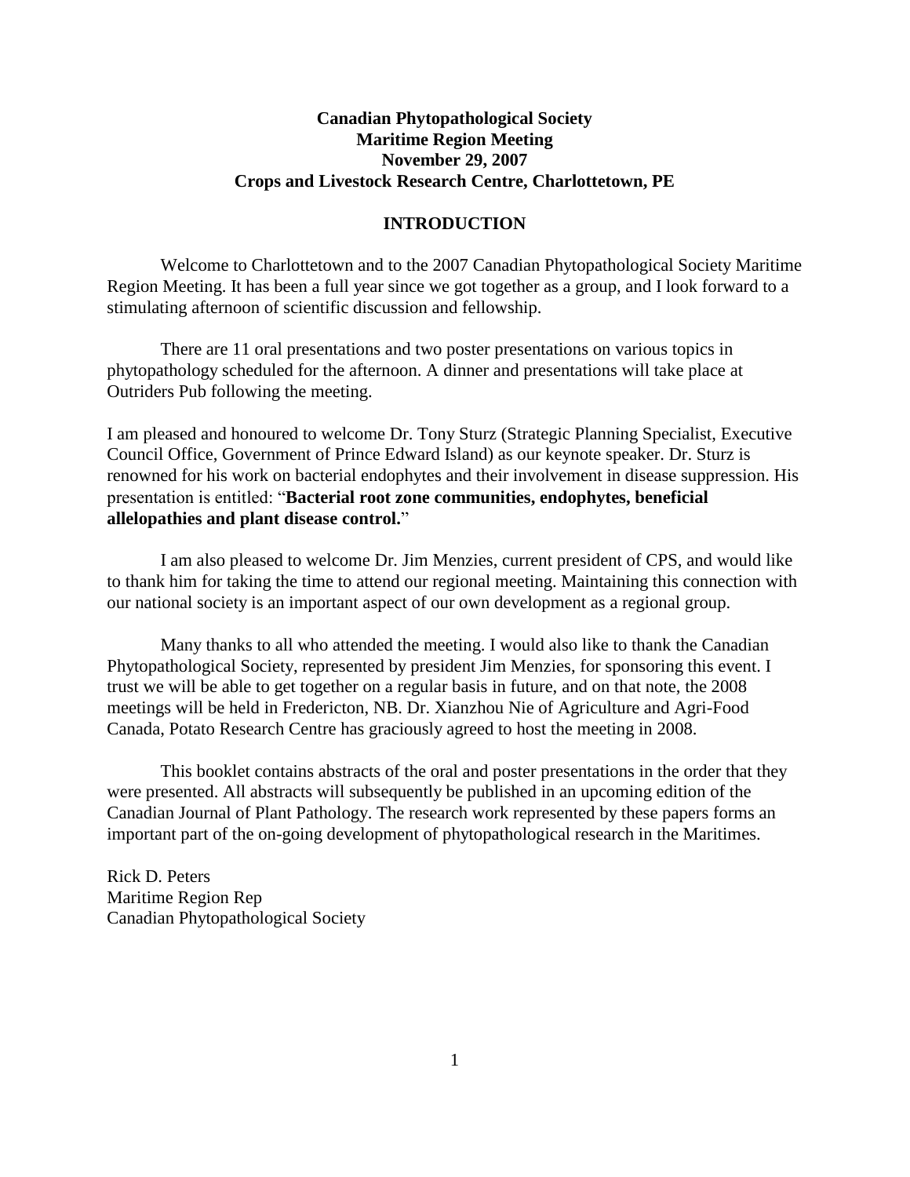**Canadian Phytopathological Society**
**Maritime Region Meeting**
**November 29, 2007**
**Crops and Livestock Research Centre, Charlottetown, PE**

## INTRODUCTION

Welcome to Charlottetown and to the 2007 Canadian Phytopathological Society Maritime Region Meeting. It has been a full year since we got together as a group, and I look forward to a stimulating afternoon of scientific discussion and fellowship.

There are 11 oral presentations and two poster presentations on various topics in phytopathology scheduled for the afternoon. A dinner and presentations will take place at Outriders Pub following the meeting.

I am pleased and honoured to welcome Dr. Tony Sturz (Strategic Planning Specialist, Executive Council Office, Government of Prince Edward Island) as our keynote speaker. Dr. Sturz is renowned for his work on bacterial endophytes and their involvement in disease suppression. His presentation is entitled: "**Bacterial root zone communities, endophytes, beneficial allelopathies and plant disease control.**"

I am also pleased to welcome Dr. Jim Menzies, current president of CPS, and would like to thank him for taking the time to attend our regional meeting. Maintaining this connection with our national society is an important aspect of our own development as a regional group.

Many thanks to all who attended the meeting. I would also like to thank the Canadian Phytopathological Society, represented by president Jim Menzies, for sponsoring this event. I trust we will be able to get together on a regular basis in future, and on that note, the 2008 meetings will be held in Fredericton, NB. Dr. Xianzhou Nie of Agriculture and Agri-Food Canada, Potato Research Centre has graciously agreed to host the meeting in 2008.

This booklet contains abstracts of the oral and poster presentations in the order that they were presented. All abstracts will subsequently be published in an upcoming edition of the Canadian Journal of Plant Pathology. The research work represented by these papers forms an important part of the on-going development of phytopathological research in the Maritimes.

Rick D. Peters
Maritime Region Rep
Canadian Phytopathological Society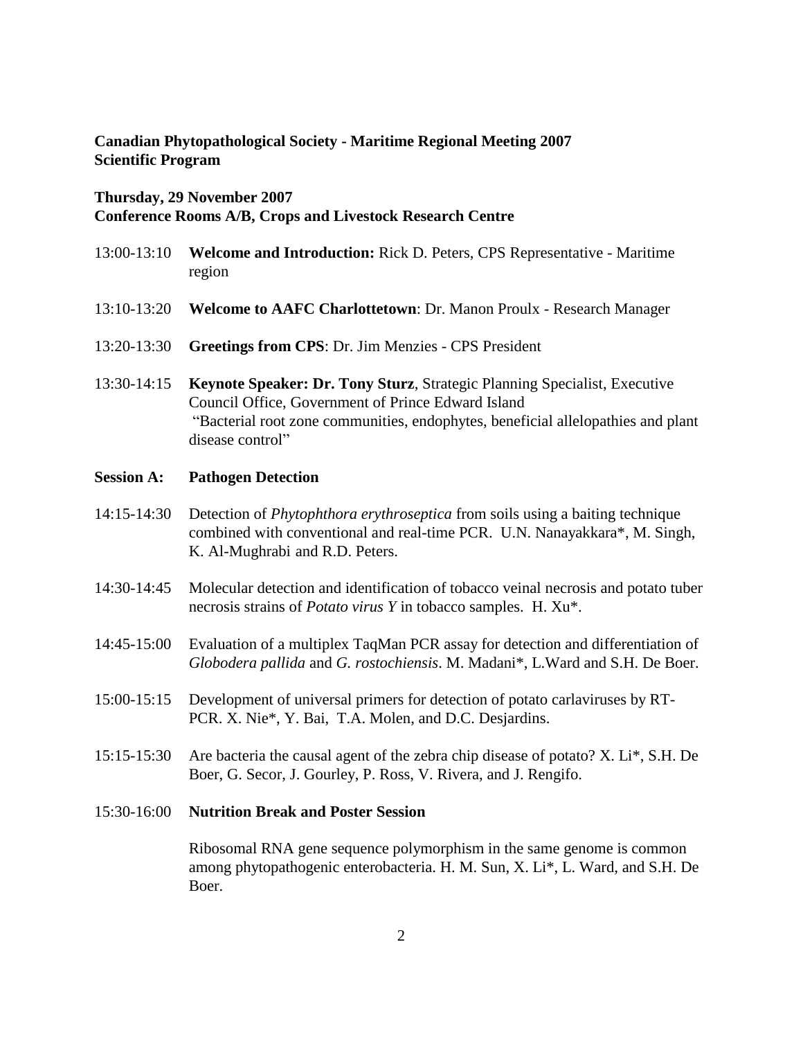**Canadian Phytopathological Society - Maritime Regional Meeting 2007**
**Scientific Program**

**Thursday, 29 November 2007**
**Conference Rooms A/B, Crops and Livestock Research Centre**

13:00-13:10 **Welcome and Introduction:** Rick D. Peters, CPS Representative - Maritime region

13:10-13:20 **Welcome to AAFC Charlottetown**: Dr. Manon Proulx - Research Manager

13:20-13:30 **Greetings from CPS**: Dr. Jim Menzies - CPS President

13:30-14:15 **Keynote Speaker: Dr. Tony Sturz**, Strategic Planning Specialist, Executive Council Office, Government of Prince Edward Island
"Bacterial root zone communities, endophytes, beneficial allelopathies and plant disease control"

**Session A: Pathogen Detection**

14:15-14:30 Detection of *Phytophthora erythroseptica* from soils using a baiting technique combined with conventional and real-time PCR. U.N. Nanayakkara*, M. Singh, K. Al-Mughrabi and R.D. Peters.

14:30-14:45 Molecular detection and identification of tobacco veinal necrosis and potato tuber necrosis strains of *Potato virus Y* in tobacco samples. H. Xu*.

14:45-15:00 Evaluation of a multiplex TaqMan PCR assay for detection and differentiation of *Globodera pallida* and *G. rostochiensis*. M. Madani*, L.Ward and S.H. De Boer.

15:00-15:15 Development of universal primers for detection of potato carlaviruses by RT-PCR. X. Nie*, Y. Bai, T.A. Molen, and D.C. Desjardins.

15:15-15:30 Are bacteria the causal agent of the zebra chip disease of potato? X. Li*, S.H. De Boer, G. Secor, J. Gourley, P. Ross, V. Rivera, and J. Rengifo.

15:30-16:00 **Nutrition Break and Poster Session**

Ribosomal RNA gene sequence polymorphism in the same genome is common among phytopathogenic enterobacteria. H. M. Sun, X. Li*, L. Ward, and S.H. De Boer.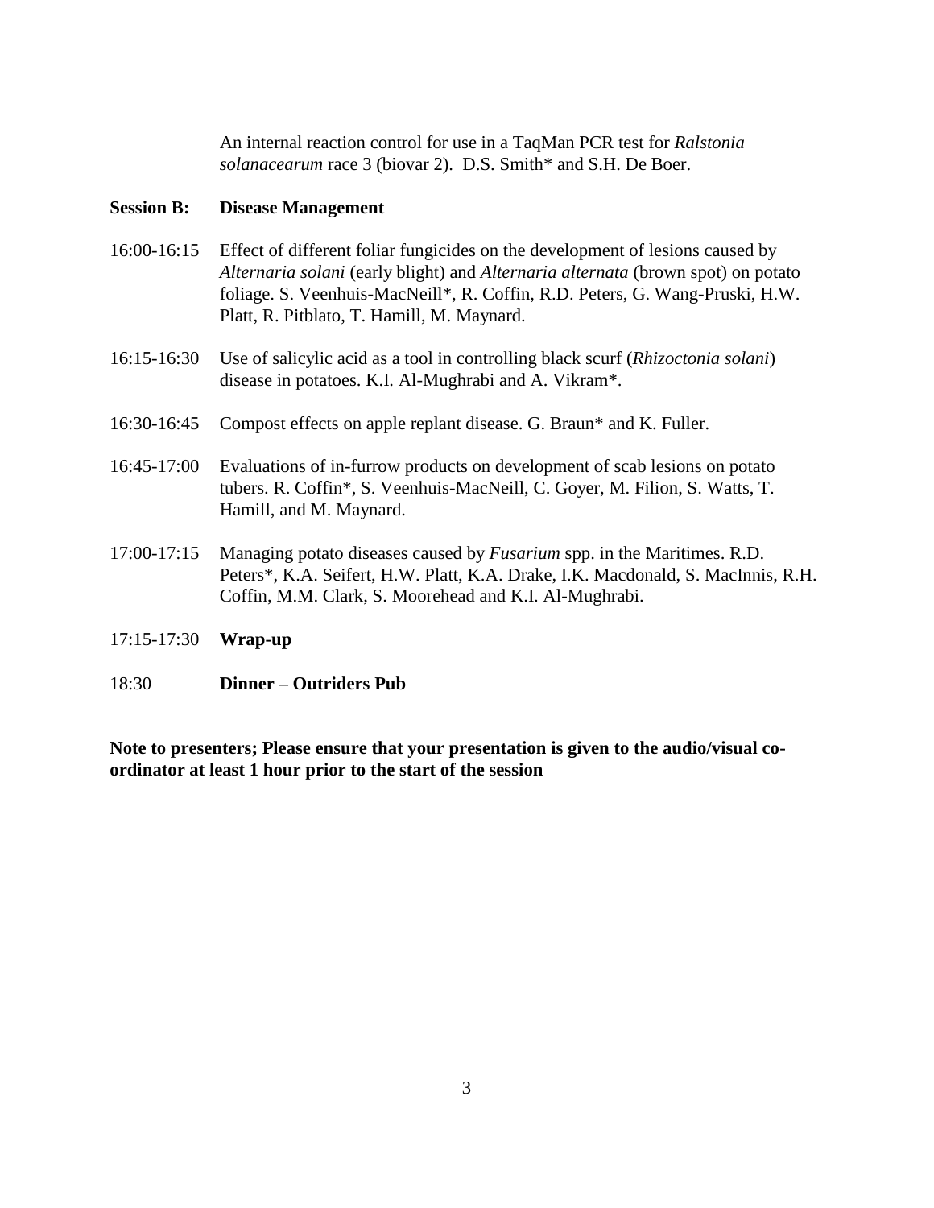An internal reaction control for use in a TaqMan PCR test for *Ralstonia solanacearum* race 3 (biovar 2). D.S. Smith* and S.H. De Boer.

**Session B: Disease Management**

16:00-16:15 Effect of different foliar fungicides on the development of lesions caused by *Alternaria solani* (early blight) and *Alternaria alternata* (brown spot) on potato foliage. S. Veenhuis-MacNeill*, R. Coffin, R.D. Peters, G. Wang-Pruski, H.W. Platt, R. Pitblato, T. Hamill, M. Maynard.

16:15-16:30 Use of salicylic acid as a tool in controlling black scurf (*Rhizoctonia solani*) disease in potatoes. K.I. Al-Mughrabi and A. Vikram*.

16:30-16:45 Compost effects on apple replant disease. G. Braun* and K. Fuller.

16:45-17:00 Evaluations of in-furrow products on development of scab lesions on potato tubers. R. Coffin*, S. Veenhuis-MacNeill, C. Goyer, M. Filion, S. Watts, T. Hamill, and M. Maynard.

17:00-17:15 Managing potato diseases caused by *Fusarium* spp. in the Maritimes. R.D. Peters*, K.A. Seifert, H.W. Platt, K.A. Drake, I.K. Macdonald, S. MacInnis, R.H. Coffin, M.M. Clark, S. Moorehead and K.I. Al-Mughrabi.

17:15-17:30 **Wrap-up**

18:30 **Dinner – Outriders Pub**

**Note to presenters; Please ensure that your presentation is given to the audio/visual co-ordinator at least 1 hour prior to the start of the session**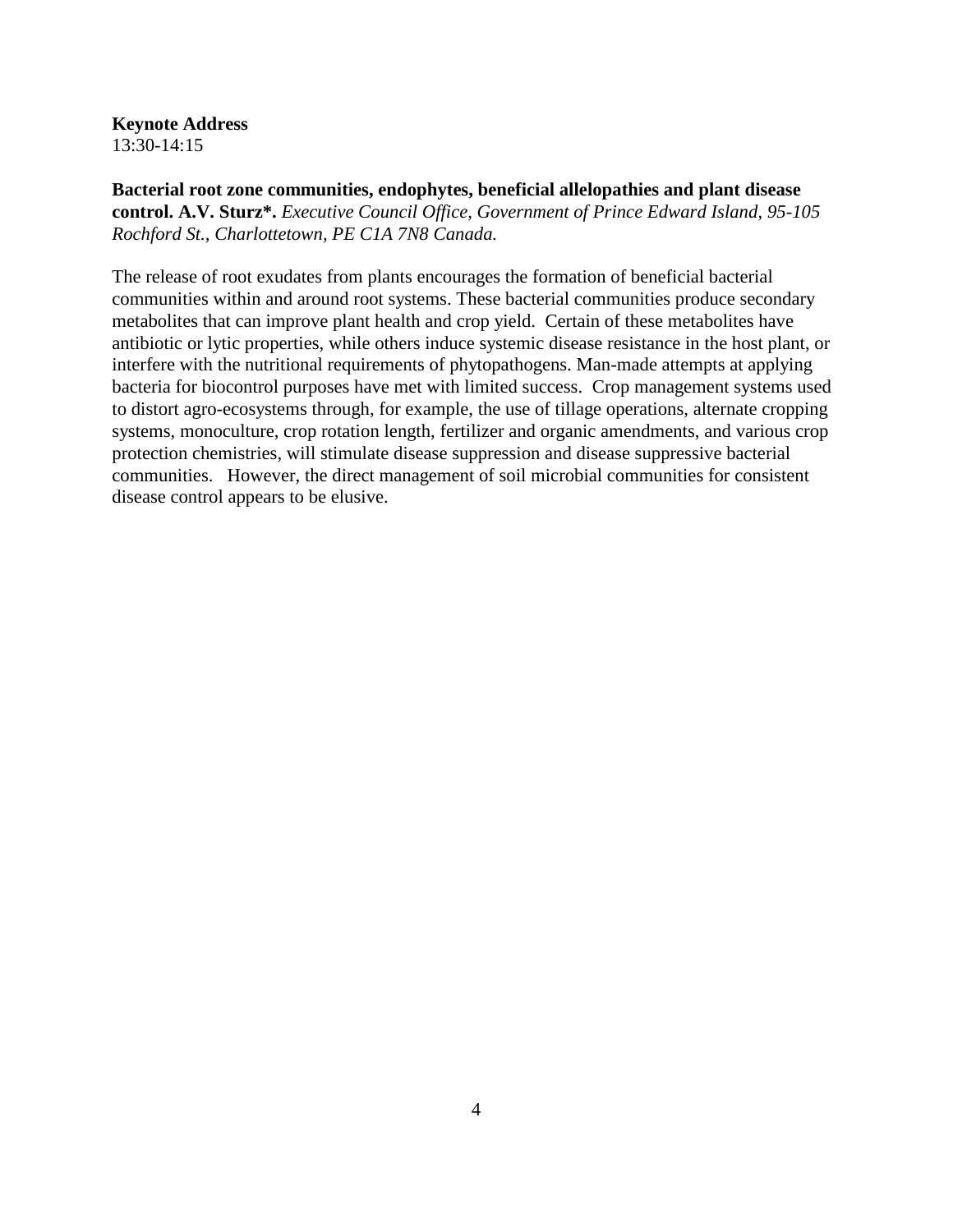**Keynote Address**
13:30-14:15

**Bacterial root zone communities, endophytes, beneficial allelopathies and plant disease control. A.V. Sturz*.** *Executive Council Office, Government of Prince Edward Island, 95-105 Rochford St., Charlottetown, PE C1A 7N8 Canada.*

The release of root exudates from plants encourages the formation of beneficial bacterial communities within and around root systems. These bacterial communities produce secondary metabolites that can improve plant health and crop yield. Certain of these metabolites have antibiotic or lytic properties, while others induce systemic disease resistance in the host plant, or interfere with the nutritional requirements of phytopathogens. Man-made attempts at applying bacteria for biocontrol purposes have met with limited success. Crop management systems used to distort agro-ecosystems through, for example, the use of tillage operations, alternate cropping systems, monoculture, crop rotation length, fertilizer and organic amendments, and various crop protection chemistries, will stimulate disease suppression and disease suppressive bacterial communities. However, the direct management of soil microbial communities for consistent disease control appears to be elusive.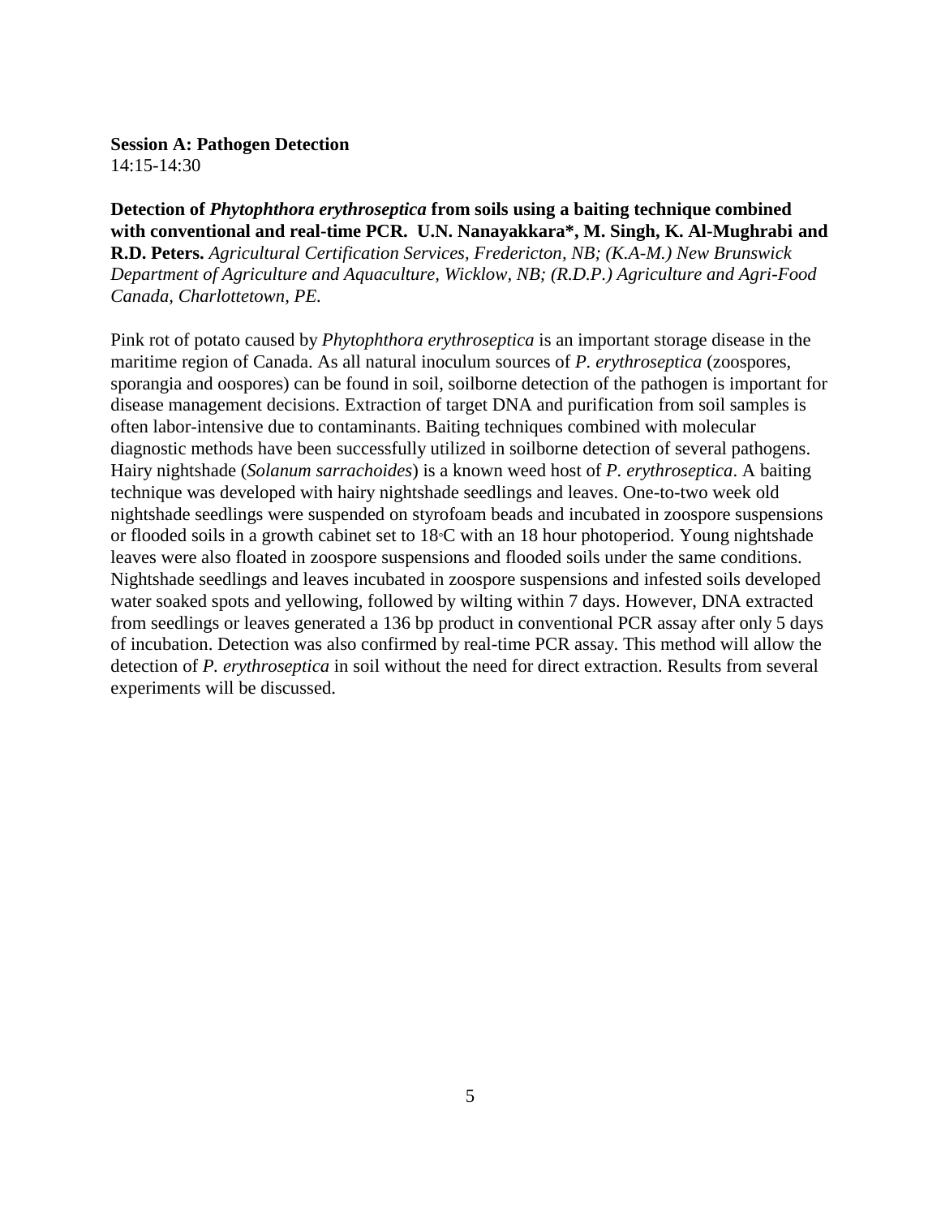**Session A: Pathogen Detection**
14:15-14:30

**Detection of *Phytophthora erythroseptica* from soils using a baiting technique combined with conventional and real-time PCR. U.N. Nanayakkara\*, M. Singh, K. Al-Mughrabi and R.D. Peters.** *Agricultural Certification Services, Fredericton, NB; (K.A-M.) New Brunswick Department of Agriculture and Aquaculture, Wicklow, NB; (R.D.P.) Agriculture and Agri-Food Canada, Charlottetown, PE.*

Pink rot of potato caused by *Phytophthora erythroseptica* is an important storage disease in the maritime region of Canada. As all natural inoculum sources of *P. erythroseptica* (zoospores, sporangia and oospores) can be found in soil, soilborne detection of the pathogen is important for disease management decisions. Extraction of target DNA and purification from soil samples is often labor-intensive due to contaminants. Baiting techniques combined with molecular diagnostic methods have been successfully utilized in soilborne detection of several pathogens. Hairy nightshade (*Solanum sarrachoides*) is a known weed host of *P. erythroseptica*. A baiting technique was developed with hairy nightshade seedlings and leaves. One-to-two week old nightshade seedlings were suspended on styrofoam beads and incubated in zoospore suspensions or flooded soils in a growth cabinet set to 18◦C with an 18 hour photoperiod. Young nightshade leaves were also floated in zoospore suspensions and flooded soils under the same conditions. Nightshade seedlings and leaves incubated in zoospore suspensions and infested soils developed water soaked spots and yellowing, followed by wilting within 7 days. However, DNA extracted from seedlings or leaves generated a 136 bp product in conventional PCR assay after only 5 days of incubation. Detection was also confirmed by real-time PCR assay. This method will allow the detection of *P. erythroseptica* in soil without the need for direct extraction. Results from several experiments will be discussed.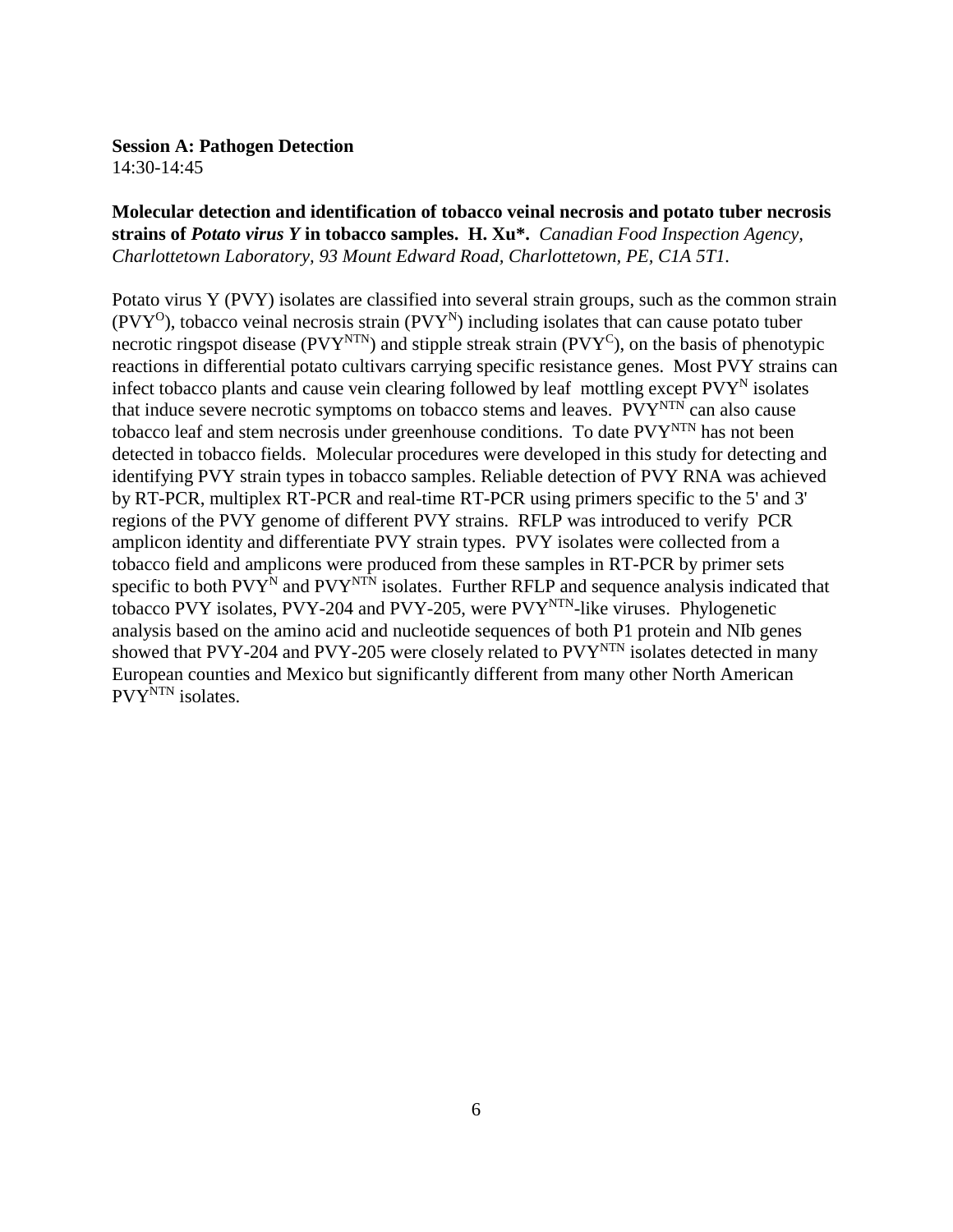**Session A: Pathogen Detection**
14:30-14:45

**Molecular detection and identification of tobacco veinal necrosis and potato tuber necrosis strains of *Potato virus Y* in tobacco samples. H. Xu\*.** *Canadian Food Inspection Agency, Charlottetown Laboratory, 93 Mount Edward Road, Charlottetown, PE, C1A 5T1.*

Potato virus Y (PVY) isolates are classified into several strain groups, such as the common strain ($PVY^{O}$), tobacco veinal necrosis strain ($PVY^{N}$) including isolates that can cause potato tuber necrotic ringspot disease ($PVY^{NTN}$) and stipple streak strain ($PVY^{C}$), on the basis of phenotypic reactions in differential potato cultivars carrying specific resistance genes. Most PVY strains can infect tobacco plants and cause vein clearing followed by leaf mottling except $PVY^{N}$ isolates that induce severe necrotic symptoms on tobacco stems and leaves. $PVY^{NTN}$ can also cause tobacco leaf and stem necrosis under greenhouse conditions. To date $PVY^{NTN}$ has not been detected in tobacco fields. Molecular procedures were developed in this study for detecting and identifying PVY strain types in tobacco samples. Reliable detection of PVY RNA was achieved by RT-PCR, multiplex RT-PCR and real-time RT-PCR using primers specific to the 5' and 3' regions of the PVY genome of different PVY strains. RFLP was introduced to verify PCR amplicon identity and differentiate PVY strain types. PVY isolates were collected from a tobacco field and amplicons were produced from these samples in RT-PCR by primer sets specific to both $PVY^{N}$ and $PVY^{NTN}$ isolates. Further RFLP and sequence analysis indicated that tobacco PVY isolates, PVY-204 and PVY-205, were $PVY^{NTN}$-like viruses. Phylogenetic analysis based on the amino acid and nucleotide sequences of both P1 protein and NIb genes showed that PVY-204 and PVY-205 were closely related to $PVY^{NTN}$ isolates detected in many European counties and Mexico but significantly different from many other North American $PVY^{NTN}$ isolates.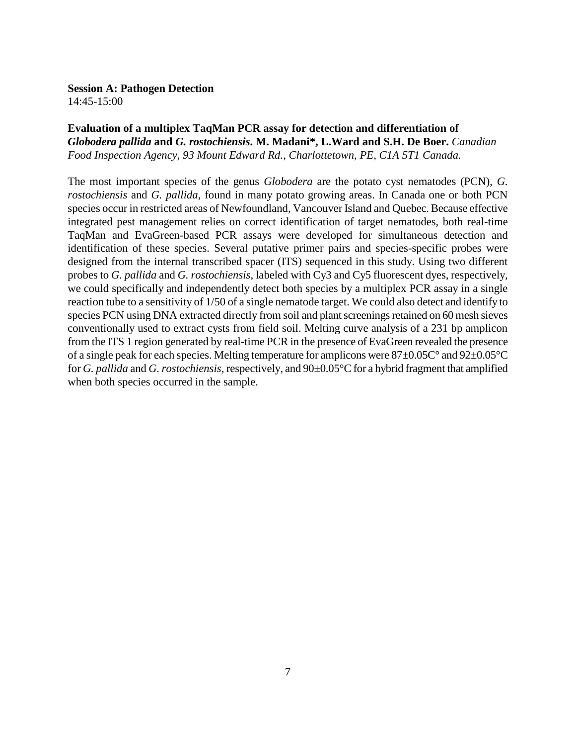**Session A: Pathogen Detection**
14:45-15:00

**Evaluation of a multiplex TaqMan PCR assay for detection and differentiation of *Globodera pallida* and *G. rostochiensis*. M. Madani*, L.Ward and S.H. De Boer.** *Canadian Food Inspection Agency, 93 Mount Edward Rd., Charlottetown, PE, C1A 5T1 Canada.*

The most important species of the genus *Globodera* are the potato cyst nematodes (PCN), *G. rostochiensis* and *G. pallida*, found in many potato growing areas. In Canada one or both PCN species occur in restricted areas of Newfoundland, Vancouver Island and Quebec. Because effective integrated pest management relies on correct identification of target nematodes, both real-time TaqMan and EvaGreen-based PCR assays were developed for simultaneous detection and identification of these species. Several putative primer pairs and species-specific probes were designed from the internal transcribed spacer (ITS) sequenced in this study. Using two different probes to *G. pallida* and *G. rostochiensis*, labeled with Cy3 and Cy5 fluorescent dyes, respectively, we could specifically and independently detect both species by a multiplex PCR assay in a single reaction tube to a sensitivity of 1/50 of a single nematode target. We could also detect and identify to species PCN using DNA extracted directly from soil and plant screenings retained on 60 mesh sieves conventionally used to extract cysts from field soil. Melting curve analysis of a 231 bp amplicon from the ITS 1 region generated by real-time PCR in the presence of EvaGreen revealed the presence of a single peak for each species. Melting temperature for amplicons were 87±0.05C° and 92±0.05°C for *G. pallida* and *G. rostochiensis*, respectively, and 90±0.05°C for a hybrid fragment that amplified when both species occurred in the sample.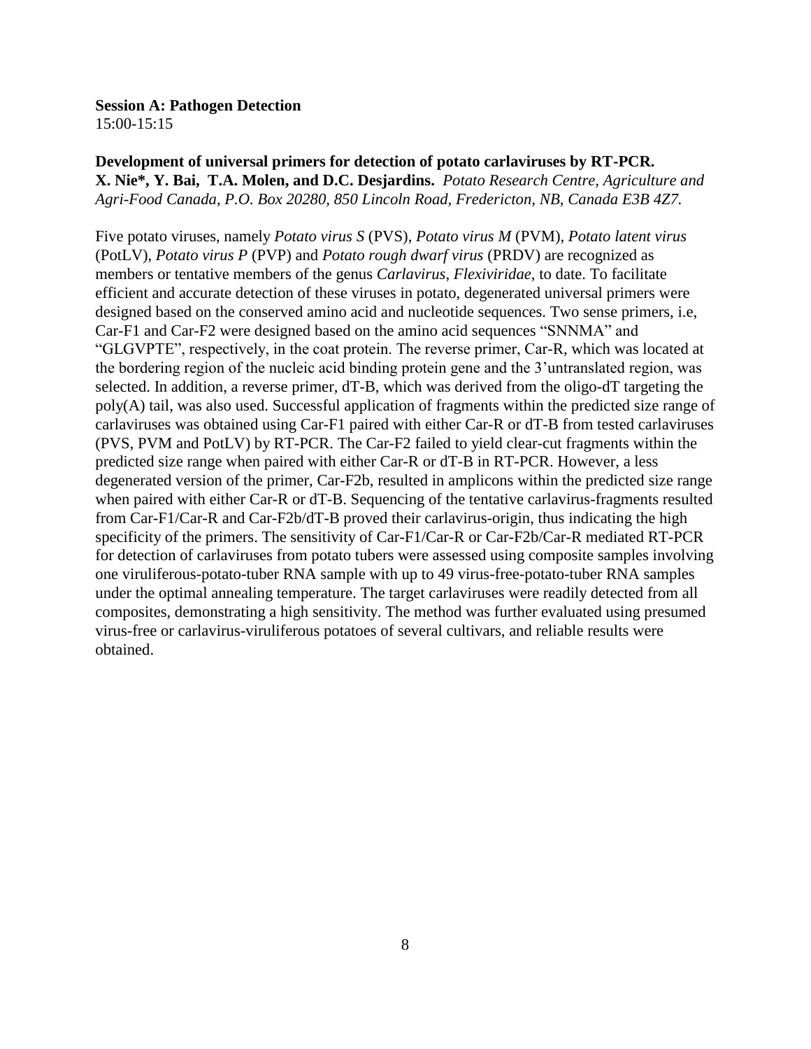**Session A: Pathogen Detection**
15:00-15:15

**Development of universal primers for detection of potato carlaviruses by RT-PCR.**
**X. Nie\*, Y. Bai, T.A. Molen, and D.C. Desjardins.** *Potato Research Centre, Agriculture and Agri-Food Canada, P.O. Box 20280, 850 Lincoln Road, Fredericton, NB, Canada E3B 4Z7.*

Five potato viruses, namely *Potato virus S* (PVS), *Potato virus M* (PVM), *Potato latent virus* (PotLV), *Potato virus P* (PVP) and *Potato rough dwarf virus* (PRDV) are recognized as members or tentative members of the genus *Carlavirus*, *Flexiviridae*, to date. To facilitate efficient and accurate detection of these viruses in potato, degenerated universal primers were designed based on the conserved amino acid and nucleotide sequences. Two sense primers, i.e, Car-F1 and Car-F2 were designed based on the amino acid sequences "SNNMA" and "GLGVPTE", respectively, in the coat protein. The reverse primer, Car-R, which was located at the bordering region of the nucleic acid binding protein gene and the 3'untranslated region, was selected. In addition, a reverse primer, dT-B, which was derived from the oligo-dT targeting the poly(A) tail, was also used. Successful application of fragments within the predicted size range of carlaviruses was obtained using Car-F1 paired with either Car-R or dT-B from tested carlaviruses (PVS, PVM and PotLV) by RT-PCR. The Car-F2 failed to yield clear-cut fragments within the predicted size range when paired with either Car-R or dT-B in RT-PCR. However, a less degenerated version of the primer, Car-F2b, resulted in amplicons within the predicted size range when paired with either Car-R or dT-B. Sequencing of the tentative carlavirus-fragments resulted from Car-F1/Car-R and Car-F2b/dT-B proved their carlavirus-origin, thus indicating the high specificity of the primers. The sensitivity of Car-F1/Car-R or Car-F2b/Car-R mediated RT-PCR for detection of carlaviruses from potato tubers were assessed using composite samples involving one viruliferous-potato-tuber RNA sample with up to 49 virus-free-potato-tuber RNA samples under the optimal annealing temperature. The target carlaviruses were readily detected from all composites, demonstrating a high sensitivity. The method was further evaluated using presumed virus-free or carlavirus-viruliferous potatoes of several cultivars, and reliable results were obtained.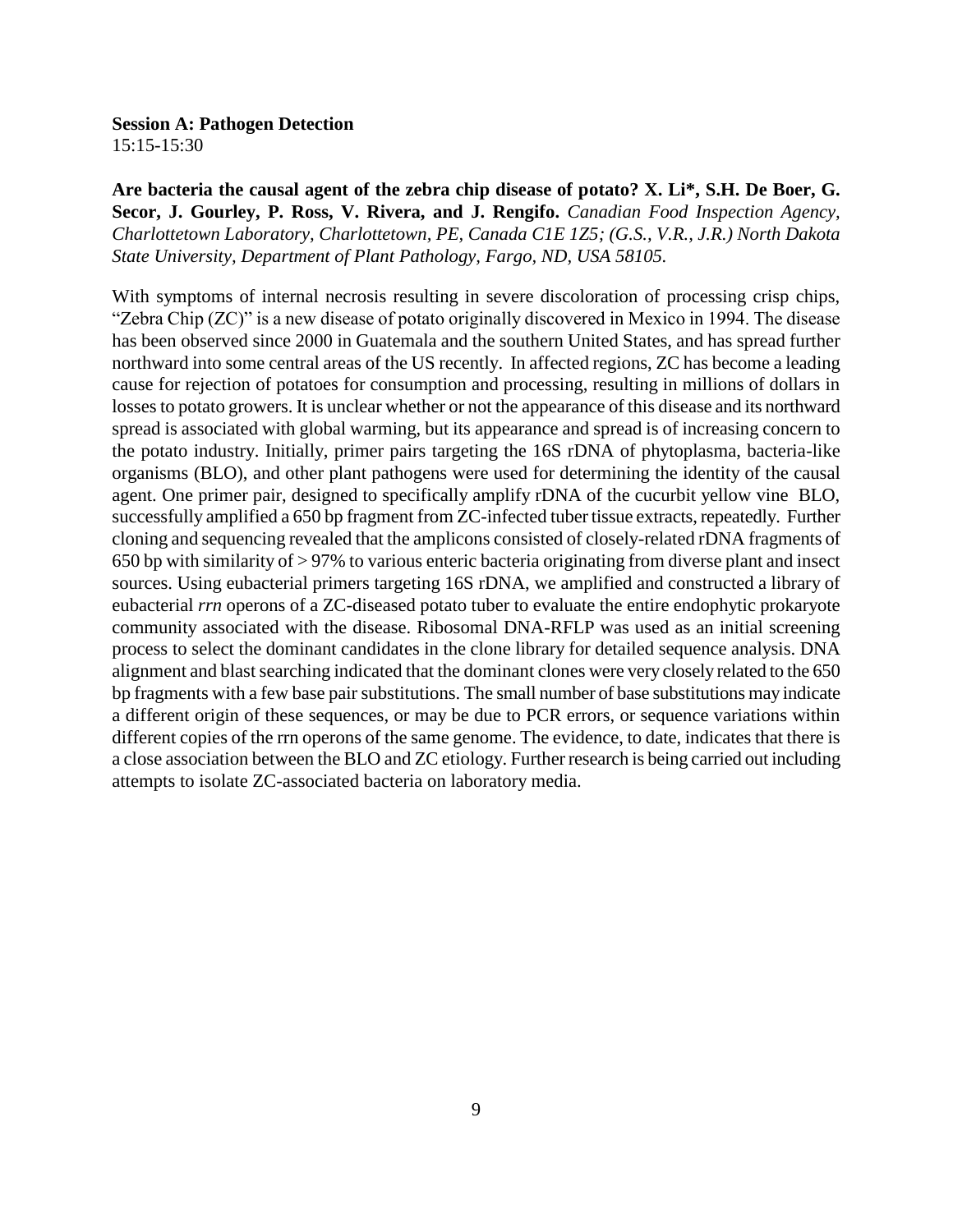**Session A: Pathogen Detection**
15:15-15:30

**Are bacteria the causal agent of the zebra chip disease of potato? X. Li*, S.H. De Boer, G. Secor, J. Gourley, P. Ross, V. Rivera, and J. Rengifo.** *Canadian Food Inspection Agency, Charlottetown Laboratory, Charlottetown, PE, Canada C1E 1Z5; (G.S., V.R., J.R.) North Dakota State University, Department of Plant Pathology, Fargo, ND, USA 58105.*

With symptoms of internal necrosis resulting in severe discoloration of processing crisp chips, "Zebra Chip (ZC)" is a new disease of potato originally discovered in Mexico in 1994. The disease has been observed since 2000 in Guatemala and the southern United States, and has spread further northward into some central areas of the US recently. In affected regions, ZC has become a leading cause for rejection of potatoes for consumption and processing, resulting in millions of dollars in losses to potato growers. It is unclear whether or not the appearance of this disease and its northward spread is associated with global warming, but its appearance and spread is of increasing concern to the potato industry. Initially, primer pairs targeting the 16S rDNA of phytoplasma, bacteria-like organisms (BLO), and other plant pathogens were used for determining the identity of the causal agent. One primer pair, designed to specifically amplify rDNA of the cucurbit yellow vine BLO, successfully amplified a 650 bp fragment from ZC-infected tuber tissue extracts, repeatedly. Further cloning and sequencing revealed that the amplicons consisted of closely-related rDNA fragments of 650 bp with similarity of > 97% to various enteric bacteria originating from diverse plant and insect sources. Using eubacterial primers targeting 16S rDNA, we amplified and constructed a library of eubacterial *rrn* operons of a ZC-diseased potato tuber to evaluate the entire endophytic prokaryote community associated with the disease. Ribosomal DNA-RFLP was used as an initial screening process to select the dominant candidates in the clone library for detailed sequence analysis. DNA alignment and blast searching indicated that the dominant clones were very closely related to the 650 bp fragments with a few base pair substitutions. The small number of base substitutions may indicate a different origin of these sequences, or may be due to PCR errors, or sequence variations within different copies of the rrn operons of the same genome. The evidence, to date, indicates that there is a close association between the BLO and ZC etiology. Further research is being carried out including attempts to isolate ZC-associated bacteria on laboratory media.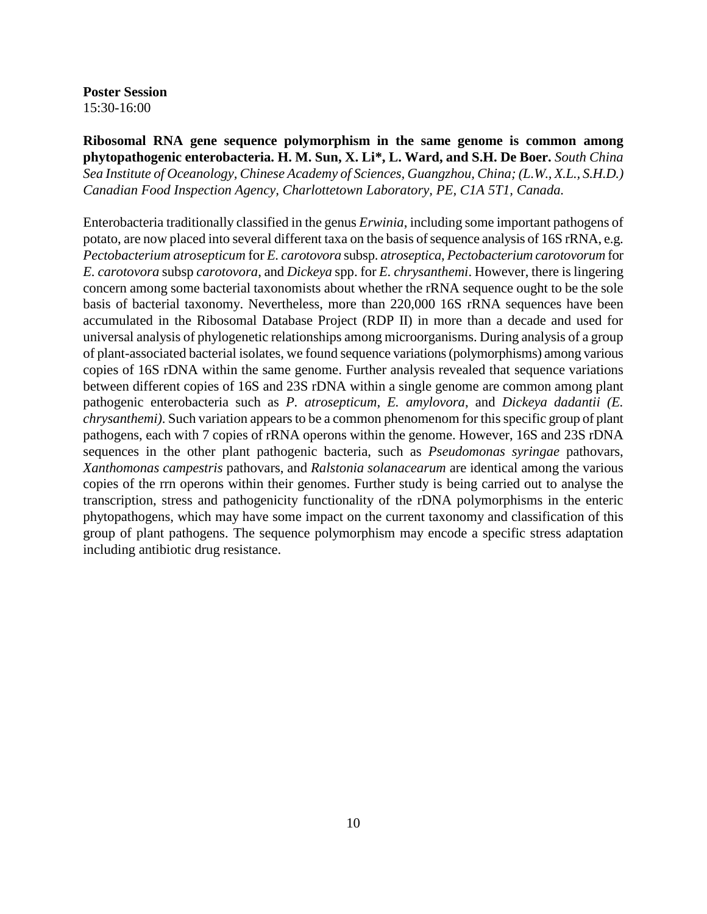**Poster Session**
15:30-16:00

**Ribosomal RNA gene sequence polymorphism in the same genome is common among phytopathogenic enterobacteria. H. M. Sun, X. Li\*, L. Ward, and S.H. De Boer.** *South China Sea Institute of Oceanology, Chinese Academy of Sciences, Guangzhou, China; (L.W., X.L., S.H.D.) Canadian Food Inspection Agency, Charlottetown Laboratory, PE, C1A 5T1, Canada.*

Enterobacteria traditionally classified in the genus *Erwinia*, including some important pathogens of potato, are now placed into several different taxa on the basis of sequence analysis of 16S rRNA, e.g. *Pectobacterium atrosepticum* for *E. carotovora* subsp. *atroseptica*, *Pectobacterium carotovorum* for *E. carotovora* subsp *carotovora*, and *Dickeya* spp. for *E. chrysanthemi*. However, there is lingering concern among some bacterial taxonomists about whether the rRNA sequence ought to be the sole basis of bacterial taxonomy. Nevertheless, more than 220,000 16S rRNA sequences have been accumulated in the Ribosomal Database Project (RDP II) in more than a decade and used for universal analysis of phylogenetic relationships among microorganisms. During analysis of a group of plant-associated bacterial isolates, we found sequence variations (polymorphisms) among various copies of 16S rDNA within the same genome. Further analysis revealed that sequence variations between different copies of 16S and 23S rDNA within a single genome are common among plant pathogenic enterobacteria such as *P. atrosepticum*, *E. amylovora*, and *Dickeya dadantii (E. chrysanthemi)*. Such variation appears to be a common phenomenom for this specific group of plant pathogens, each with 7 copies of rRNA operons within the genome. However, 16S and 23S rDNA sequences in the other plant pathogenic bacteria, such as *Pseudomonas syringae* pathovars, *Xanthomonas campestris* pathovars, and *Ralstonia solanacearum* are identical among the various copies of the rrn operons within their genomes. Further study is being carried out to analyse the transcription, stress and pathogenicity functionality of the rDNA polymorphisms in the enteric phytopathogens, which may have some impact on the current taxonomy and classification of this group of plant pathogens. The sequence polymorphism may encode a specific stress adaptation including antibiotic drug resistance.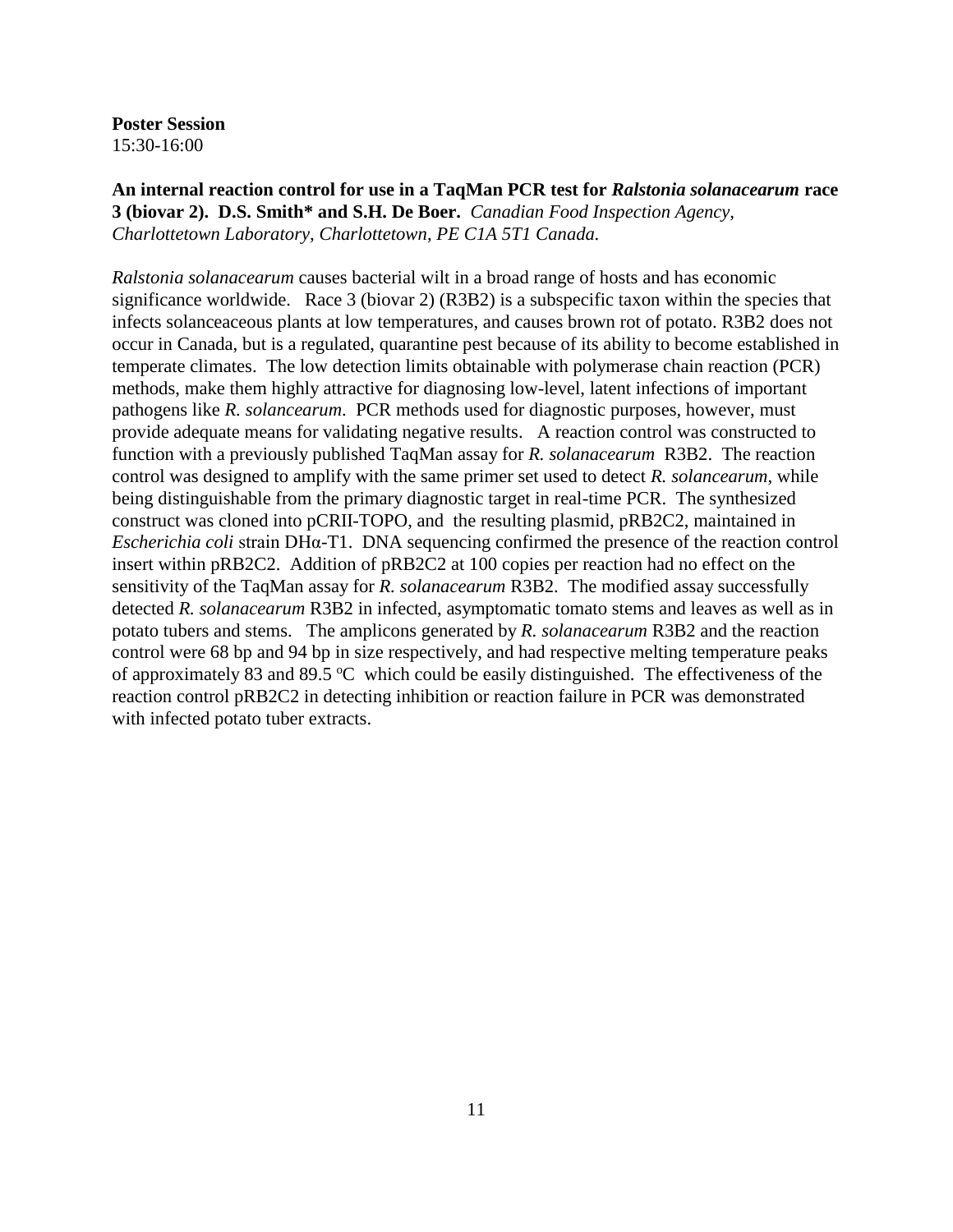**Poster Session**
15:30-16:00

**An internal reaction control for use in a TaqMan PCR test for *Ralstonia solanacearum* race 3 (biovar 2). D.S. Smith* and S.H. De Boer.** *Canadian Food Inspection Agency, Charlottetown Laboratory, Charlottetown, PE C1A 5T1 Canada.*

*Ralstonia solanacearum* causes bacterial wilt in a broad range of hosts and has economic significance worldwide. Race 3 (biovar 2) (R3B2) is a subspecific taxon within the species that infects solanceaceous plants at low temperatures, and causes brown rot of potato. R3B2 does not occur in Canada, but is a regulated, quarantine pest because of its ability to become established in temperate climates. The low detection limits obtainable with polymerase chain reaction (PCR) methods, make them highly attractive for diagnosing low-level, latent infections of important pathogens like *R. solancearum*. PCR methods used for diagnostic purposes, however, must provide adequate means for validating negative results. A reaction control was constructed to function with a previously published TaqMan assay for *R. solanacearum* R3B2. The reaction control was designed to amplify with the same primer set used to detect *R. solancearum*, while being distinguishable from the primary diagnostic target in real-time PCR. The synthesized construct was cloned into pCRII-TOPO, and the resulting plasmid, pRB2C2, maintained in *Escherichia coli* strain DHα-T1. DNA sequencing confirmed the presence of the reaction control insert within pRB2C2. Addition of pRB2C2 at 100 copies per reaction had no effect on the sensitivity of the TaqMan assay for *R. solanacearum* R3B2. The modified assay successfully detected *R. solanacearum* R3B2 in infected, asymptomatic tomato stems and leaves as well as in potato tubers and stems. The amplicons generated by *R. solanacearum* R3B2 and the reaction control were 68 bp and 94 bp in size respectively, and had respective melting temperature peaks of approximately 83 and 89.5 $^{o}$C which could be easily distinguished. The effectiveness of the reaction control pRB2C2 in detecting inhibition or reaction failure in PCR was demonstrated with infected potato tuber extracts.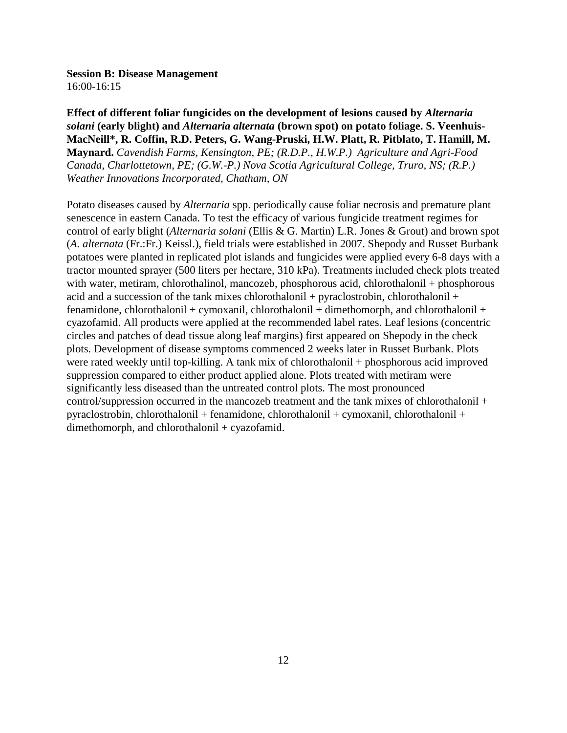**Session B: Disease Management**
16:00-16:15

**Effect of different foliar fungicides on the development of lesions caused by *Alternaria solani* (early blight) and *Alternaria alternata* (brown spot) on potato foliage. S. Veenhuis-MacNeill\*, R. Coffin, R.D. Peters, G. Wang-Pruski, H.W. Platt, R. Pitblato, T. Hamill, M. Maynard.** *Cavendish Farms, Kensington, PE; (R.D.P., H.W.P.) Agriculture and Agri-Food Canada, Charlottetown, PE; (G.W.-P.) Nova Scotia Agricultural College, Truro, NS; (R.P.) Weather Innovations Incorporated, Chatham, ON*

Potato diseases caused by *Alternaria* spp. periodically cause foliar necrosis and premature plant senescence in eastern Canada. To test the efficacy of various fungicide treatment regimes for control of early blight (*Alternaria solani* (Ellis & G. Martin) L.R. Jones & Grout) and brown spot (*A. alternata* (Fr.:Fr.) Keissl.), field trials were established in 2007. Shepody and Russet Burbank potatoes were planted in replicated plot islands and fungicides were applied every 6-8 days with a tractor mounted sprayer (500 liters per hectare, 310 kPa). Treatments included check plots treated with water, metiram, chlorothalinol, mancozeb, phosphorous acid, chlorothalonil + phosphorous acid and a succession of the tank mixes chlorothalonil + pyraclostrobin, chlorothalonil + fenamidone, chlorothalonil + cymoxanil, chlorothalonil + dimethomorph, and chlorothalonil + cyazofamid. All products were applied at the recommended label rates. Leaf lesions (concentric circles and patches of dead tissue along leaf margins) first appeared on Shepody in the check plots. Development of disease symptoms commenced 2 weeks later in Russet Burbank. Plots were rated weekly until top-killing. A tank mix of chlorothalonil + phosphorous acid improved suppression compared to either product applied alone. Plots treated with metiram were significantly less diseased than the untreated control plots. The most pronounced control/suppression occurred in the mancozeb treatment and the tank mixes of chlorothalonil + pyraclostrobin, chlorothalonil + fenamidone, chlorothalonil + cymoxanil, chlorothalonil + dimethomorph, and chlorothalonil + cyazofamid.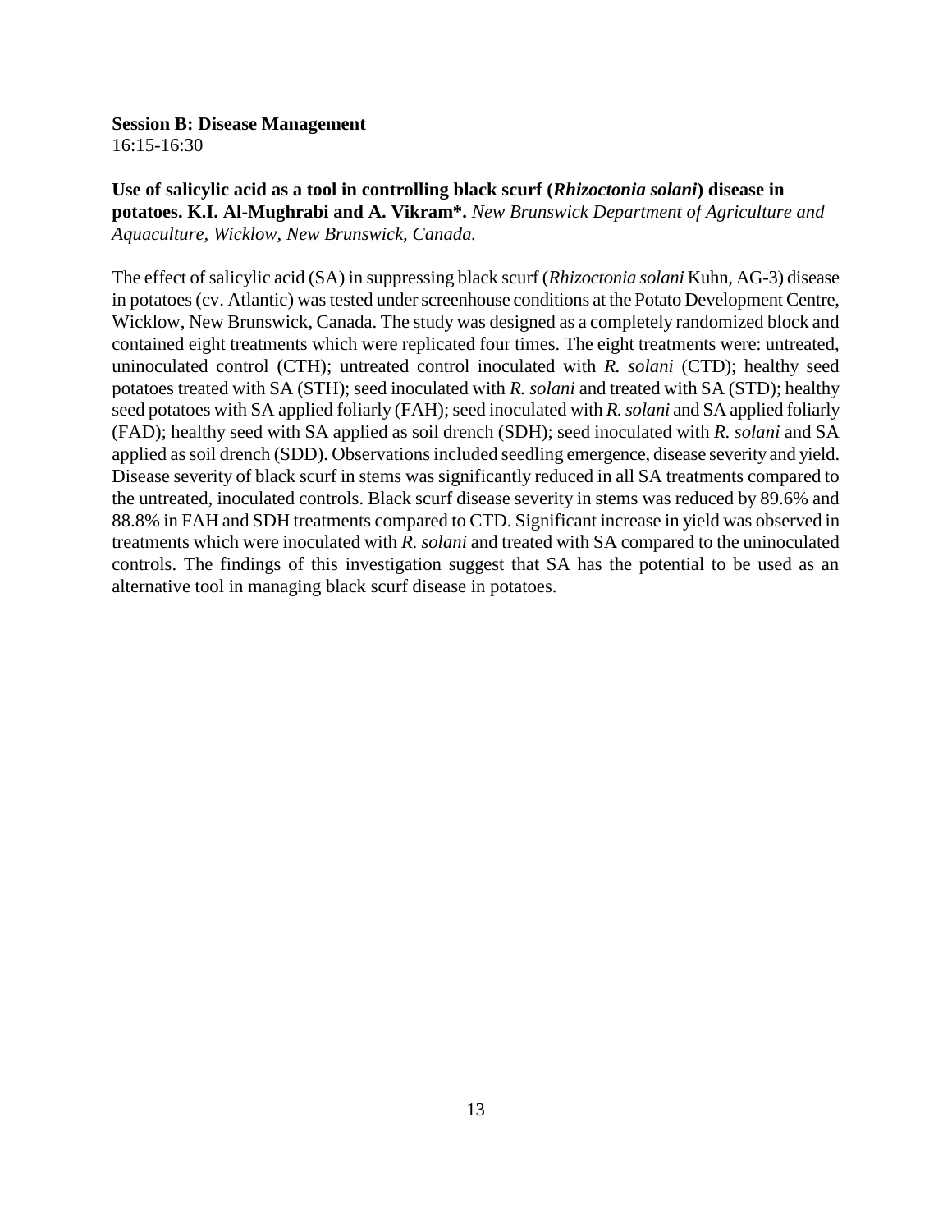**Session B: Disease Management**
16:15-16:30

**Use of salicylic acid as a tool in controlling black scurf (*Rhizoctonia solani*) disease in potatoes. K.I. Al-Mughrabi and A. Vikram\*.** *New Brunswick Department of Agriculture and Aquaculture, Wicklow, New Brunswick, Canada.*

The effect of salicylic acid (SA) in suppressing black scurf (*Rhizoctonia solani* Kuhn, AG-3) disease in potatoes (cv. Atlantic) was tested under screenhouse conditions at the Potato Development Centre, Wicklow, New Brunswick, Canada. The study was designed as a completely randomized block and contained eight treatments which were replicated four times. The eight treatments were: untreated, uninoculated control (CTH); untreated control inoculated with *R. solani* (CTD); healthy seed potatoes treated with SA (STH); seed inoculated with *R. solani* and treated with SA (STD); healthy seed potatoes with SA applied foliarly (FAH); seed inoculated with *R. solani* and SA applied foliarly (FAD); healthy seed with SA applied as soil drench (SDH); seed inoculated with *R. solani* and SA applied as soil drench (SDD). Observations included seedling emergence, disease severity and yield. Disease severity of black scurf in stems was significantly reduced in all SA treatments compared to the untreated, inoculated controls. Black scurf disease severity in stems was reduced by 89.6% and 88.8% in FAH and SDH treatments compared to CTD. Significant increase in yield was observed in treatments which were inoculated with *R. solani* and treated with SA compared to the uninoculated controls. The findings of this investigation suggest that SA has the potential to be used as an alternative tool in managing black scurf disease in potatoes.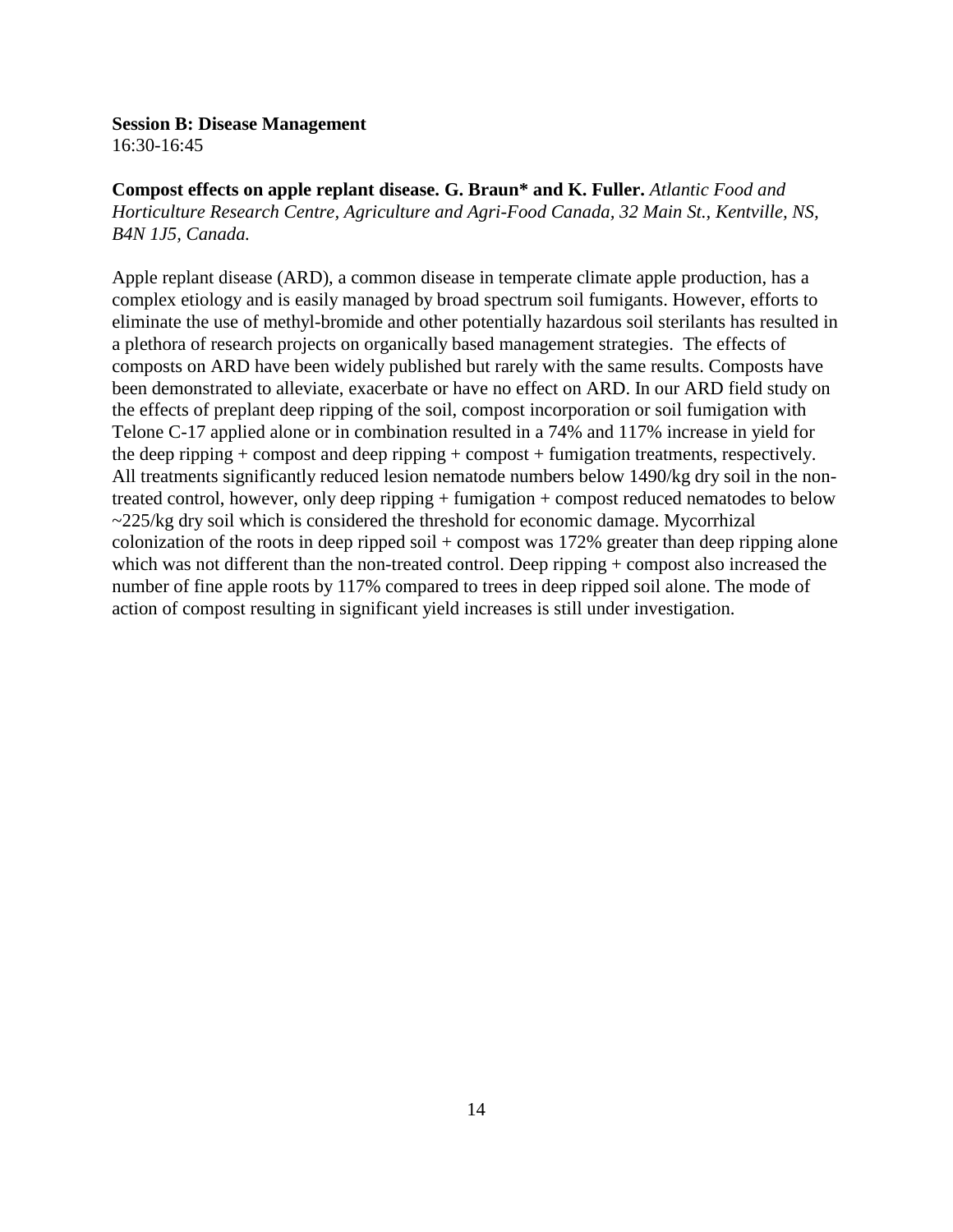**Session B: Disease Management**
16:30-16:45

**Compost effects on apple replant disease. G. Braun* and K. Fuller.** *Atlantic Food and Horticulture Research Centre, Agriculture and Agri-Food Canada, 32 Main St., Kentville, NS, B4N 1J5, Canada.*

Apple replant disease (ARD), a common disease in temperate climate apple production, has a complex etiology and is easily managed by broad spectrum soil fumigants. However, efforts to eliminate the use of methyl-bromide and other potentially hazardous soil sterilants has resulted in a plethora of research projects on organically based management strategies. The effects of composts on ARD have been widely published but rarely with the same results. Composts have been demonstrated to alleviate, exacerbate or have no effect on ARD. In our ARD field study on the effects of preplant deep ripping of the soil, compost incorporation or soil fumigation with Telone C-17 applied alone or in combination resulted in a 74% and 117% increase in yield for the deep ripping + compost and deep ripping + compost + fumigation treatments, respectively. All treatments significantly reduced lesion nematode numbers below 1490/kg dry soil in the non-treated control, however, only deep ripping + fumigation + compost reduced nematodes to below ~225/kg dry soil which is considered the threshold for economic damage. Mycorrhizal colonization of the roots in deep ripped soil + compost was 172% greater than deep ripping alone which was not different than the non-treated control. Deep ripping + compost also increased the number of fine apple roots by 117% compared to trees in deep ripped soil alone. The mode of action of compost resulting in significant yield increases is still under investigation.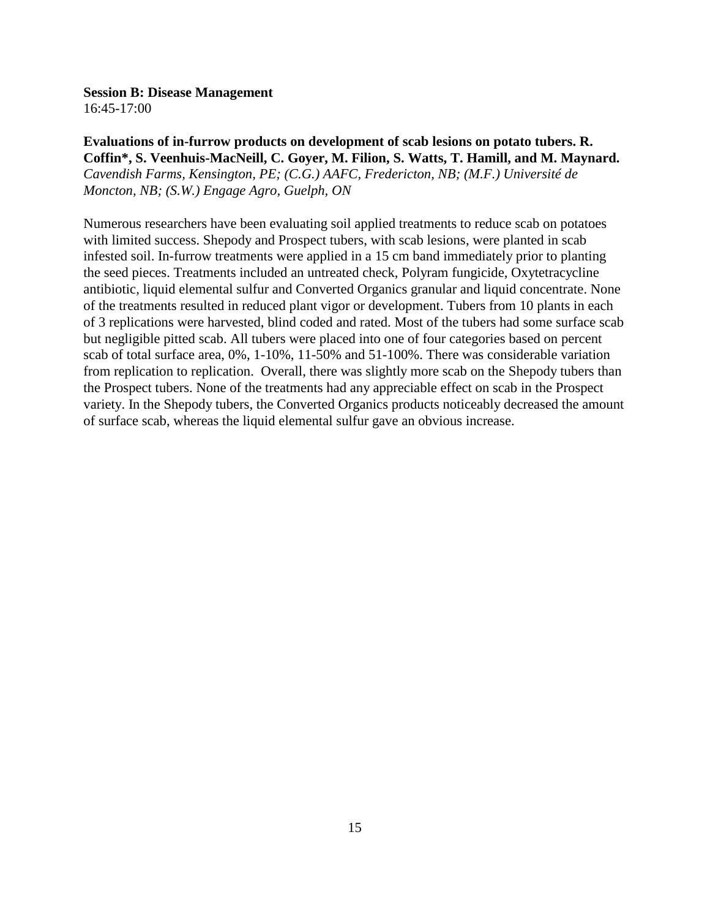**Session B: Disease Management**
16:45-17:00

**Evaluations of in-furrow products on development of scab lesions on potato tubers. R. Coffin*, S. Veenhuis-MacNeill, C. Goyer, M. Filion, S. Watts, T. Hamill, and M. Maynard.**
*Cavendish Farms, Kensington, PE; (C.G.) AAFC, Fredericton, NB; (M.F.) Université de Moncton, NB; (S.W.) Engage Agro, Guelph, ON*

Numerous researchers have been evaluating soil applied treatments to reduce scab on potatoes with limited success. Shepody and Prospect tubers, with scab lesions, were planted in scab infested soil. In-furrow treatments were applied in a 15 cm band immediately prior to planting the seed pieces. Treatments included an untreated check, Polyram fungicide, Oxytetracycline antibiotic, liquid elemental sulfur and Converted Organics granular and liquid concentrate. None of the treatments resulted in reduced plant vigor or development. Tubers from 10 plants in each of 3 replications were harvested, blind coded and rated. Most of the tubers had some surface scab but negligible pitted scab. All tubers were placed into one of four categories based on percent scab of total surface area, 0%, 1-10%, 11-50% and 51-100%. There was considerable variation from replication to replication. Overall, there was slightly more scab on the Shepody tubers than the Prospect tubers. None of the treatments had any appreciable effect on scab in the Prospect variety. In the Shepody tubers, the Converted Organics products noticeably decreased the amount of surface scab, whereas the liquid elemental sulfur gave an obvious increase.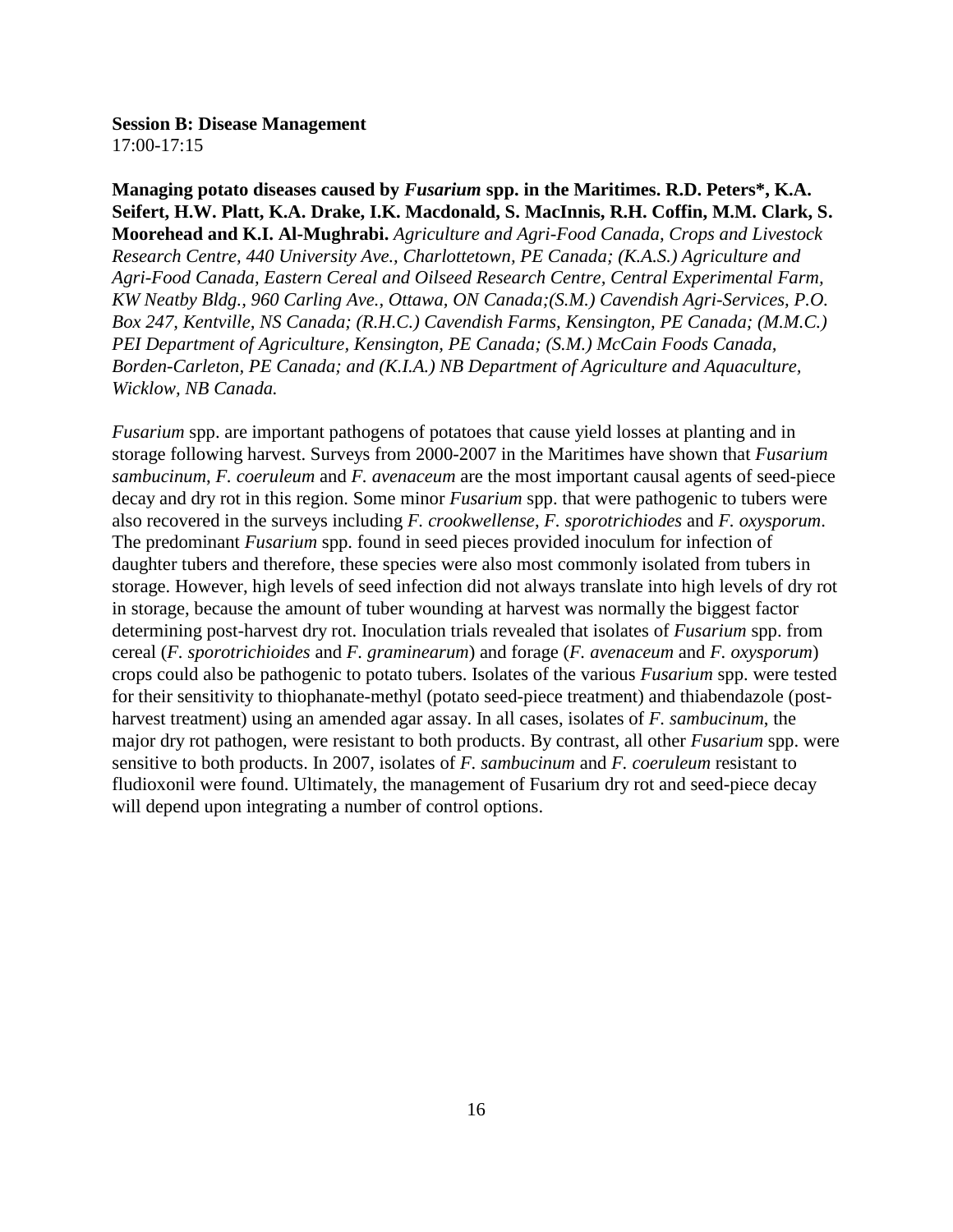**Session B: Disease Management**
17:00-17:15

**Managing potato diseases caused by *Fusarium* spp. in the Maritimes. R.D. Peters\*, K.A. Seifert, H.W. Platt, K.A. Drake, I.K. Macdonald, S. MacInnis, R.H. Coffin, M.M. Clark, S. Moorehead and K.I. Al-Mughrabi.** *Agriculture and Agri-Food Canada, Crops and Livestock Research Centre, 440 University Ave., Charlottetown, PE Canada; (K.A.S.) Agriculture and Agri-Food Canada, Eastern Cereal and Oilseed Research Centre, Central Experimental Farm, KW Neatby Bldg., 960 Carling Ave., Ottawa, ON Canada;(S.M.) Cavendish Agri-Services, P.O. Box 247, Kentville, NS Canada; (R.H.C.) Cavendish Farms, Kensington, PE Canada; (M.M.C.) PEI Department of Agriculture, Kensington, PE Canada; (S.M.) McCain Foods Canada, Borden-Carleton, PE Canada; and (K.I.A.) NB Department of Agriculture and Aquaculture, Wicklow, NB Canada.*

*Fusarium* spp. are important pathogens of potatoes that cause yield losses at planting and in storage following harvest. Surveys from 2000-2007 in the Maritimes have shown that *Fusarium sambucinum*, *F. coeruleum* and *F. avenaceum* are the most important causal agents of seed-piece decay and dry rot in this region. Some minor *Fusarium* spp. that were pathogenic to tubers were also recovered in the surveys including *F. crookwellense*, *F. sporotrichiodes* and *F. oxysporum*. The predominant *Fusarium* spp. found in seed pieces provided inoculum for infection of daughter tubers and therefore, these species were also most commonly isolated from tubers in storage. However, high levels of seed infection did not always translate into high levels of dry rot in storage, because the amount of tuber wounding at harvest was normally the biggest factor determining post-harvest dry rot. Inoculation trials revealed that isolates of *Fusarium* spp. from cereal (*F. sporotrichioides* and *F. graminearum*) and forage (*F. avenaceum* and *F. oxysporum*) crops could also be pathogenic to potato tubers. Isolates of the various *Fusarium* spp. were tested for their sensitivity to thiophanate-methyl (potato seed-piece treatment) and thiabendazole (post-harvest treatment) using an amended agar assay. In all cases, isolates of *F. sambucinum*, the major dry rot pathogen, were resistant to both products. By contrast, all other *Fusarium* spp. were sensitive to both products. In 2007, isolates of *F. sambucinum* and *F. coeruleum* resistant to fludioxonil were found. Ultimately, the management of Fusarium dry rot and seed-piece decay will depend upon integrating a number of control options.